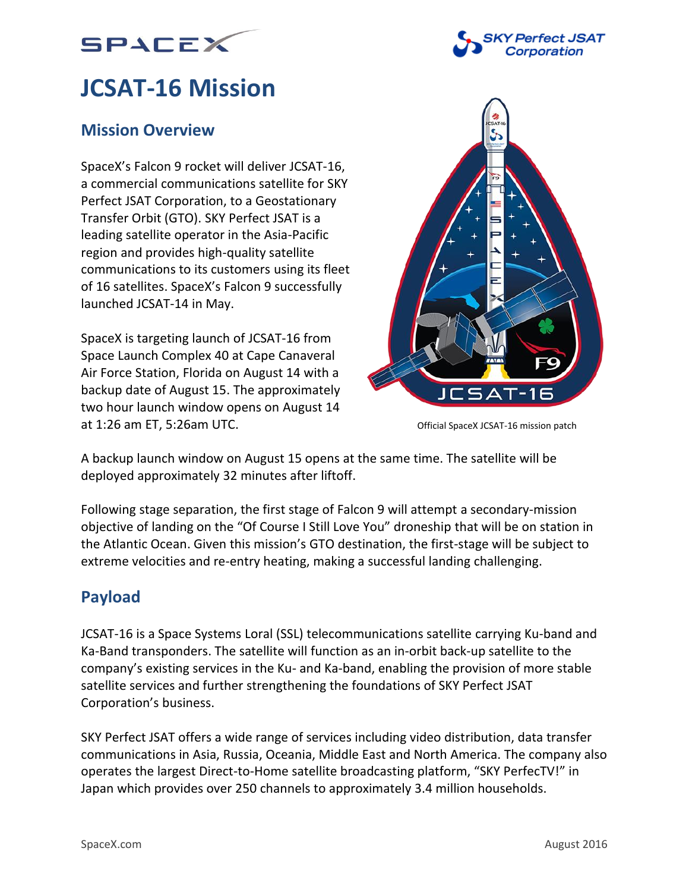# JCSAT-16 Mission

## Mission Overview

SpaceX's Falcon 9 rocket will deliver JCSAT-16, a commercial communications satellite for SKY Perfect JSAT Corporation, to a Geostationary Transfer Orbit (GTO). SKY Perfect JSAT is a leading satellite operator in the Asia-Pacific region and provides high-quality satellite communications to its customers using its fleet of 16 satellites. SpaceX's Falcon 9 successfully launched JCSAT-14 in May.

SpaceX is targeting launch of JCSAT-16 from Space Launch Complex 40 at Cape Canaveral Air Force Station, Florida on August 14 with a backup date of August 15. The approximately two hour launch window opens on August 14 at 1:26 am ET, 5:26am UTC.

Official SpaceX JCSAT-16 mission patch

A backup launch window on August 15 opens at the same time. The satellite will be deployed approximately 32 minutes after liftoff.

Following stage separation, the first stage of Falcon 9 will attempt a secondary-mission objective of landing on the "Of Course I Still Love You" droneship that will be on station in the Atlantic Ocean. Given this mission's GTO destination, the first-stage will be subject to extreme velocities and re-entry heating, making a successful landing challenging.

## Payload

JCSAT-16 is a Space Systems Loral (SSL) telecommunications satellite carrying Ku-band and Ka-Band transponders. The satellite will function as an in-orbit back-up satellite to the company's existing services in the Ku- and Ka-band, enabling the provision of more stable satellite services and further strengthening the foundations of SKY Perfect JSAT Corporation's business.

SKY Perfect JSAT offers a wide range of services including video distribution, data transfer communications in Asia, Russia, Oceania, Middle East and North America. The company also operates the largest Direct-to-Home satellite broadcasting platform, "SKY PerfecTV!" in Japan which provides over 250 channels to approximately 3.4 million households.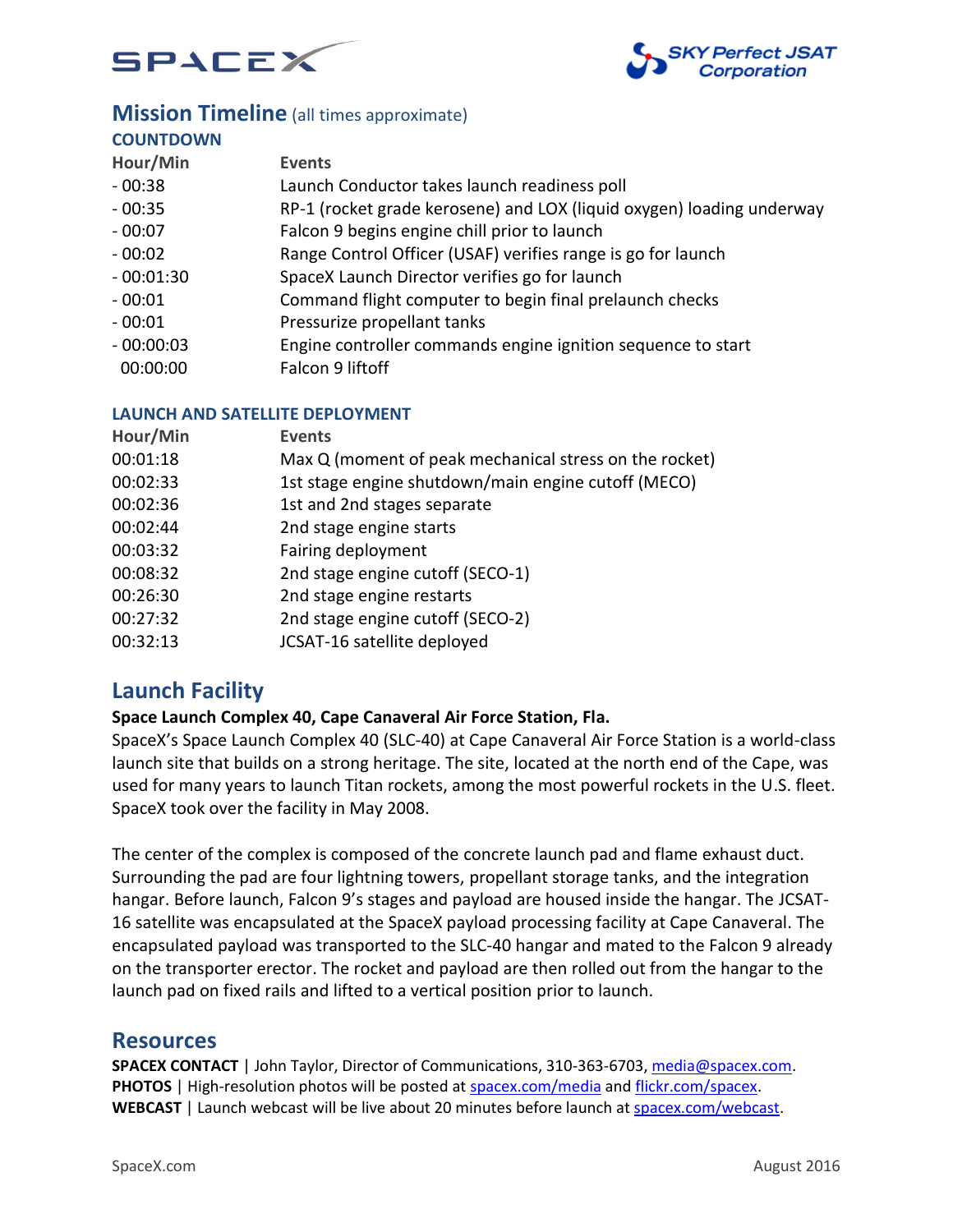# Mission Timeline (all times approximate)

## COUNTDOWN

| Hour/Min | Events |
|---|---|
| - 00:38 | Launch Conductor takes launch readiness poll |
| - 00:35 | RP-1 (rocket grade kerosene) and LOX (liquid oxygen) loading underway |
| - 00:07 | Falcon 9 begins engine chill prior to launch |
| - 00:02 | Range Control Officer (USAF) verifies range is go for launch |
| - 00:01:30 | SpaceX Launch Director verifies go for launch |
| - 00:01 | Command flight computer to begin final prelaunch checks |
| - 00:01 | Pressurize propellant tanks |
| - 00:00:03 | Engine controller commands engine ignition sequence to start |
| 00:00:00 | Falcon 9 liftoff |

## LAUNCH AND SATELLITE DEPLOYMENT

| Hour/Min | Events |
|---|---|
| 00:01:18 | Max Q (moment of peak mechanical stress on the rocket) |
| 00:02:33 | 1st stage engine shutdown/main engine cutoff (MECO) |
| 00:02:36 | 1st and 2nd stages separate |
| 00:02:44 | 2nd stage engine starts |
| 00:03:32 | Fairing deployment |
| 00:08:32 | 2nd stage engine cutoff (SECO-1) |
| 00:26:30 | 2nd stage engine restarts |
| 00:27:32 | 2nd stage engine cutoff (SECO-2) |
| 00:32:13 | JCSAT-16 satellite deployed |

# Launch Facility

**Space Launch Complex 40, Cape Canaveral Air Force Station, Fla.**

SpaceX's Space Launch Complex 40 (SLC-40) at Cape Canaveral Air Force Station is a world-class launch site that builds on a strong heritage. The site, located at the north end of the Cape, was used for many years to launch Titan rockets, among the most powerful rockets in the U.S. fleet. SpaceX took over the facility in May 2008.

The center of the complex is composed of the concrete launch pad and flame exhaust duct. Surrounding the pad are four lightning towers, propellant storage tanks, and the integration hangar. Before launch, Falcon 9's stages and payload are housed inside the hangar. The JCSAT-16 satellite was encapsulated at the SpaceX payload processing facility at Cape Canaveral. The encapsulated payload was transported to the SLC-40 hangar and mated to the Falcon 9 already on the transporter erector. The rocket and payload are then rolled out from the hangar to the launch pad on fixed rails and lifted to a vertical position prior to launch.

# Resources

**SPACEX CONTACT** | John Taylor, Director of Communications, 310-363-6703, media@spacex.com.
**PHOTOS** | High-resolution photos will be posted at spacex.com/media and flickr.com/spacex.
**WEBCAST** | Launch webcast will be live about 20 minutes before launch at spacex.com/webcast.